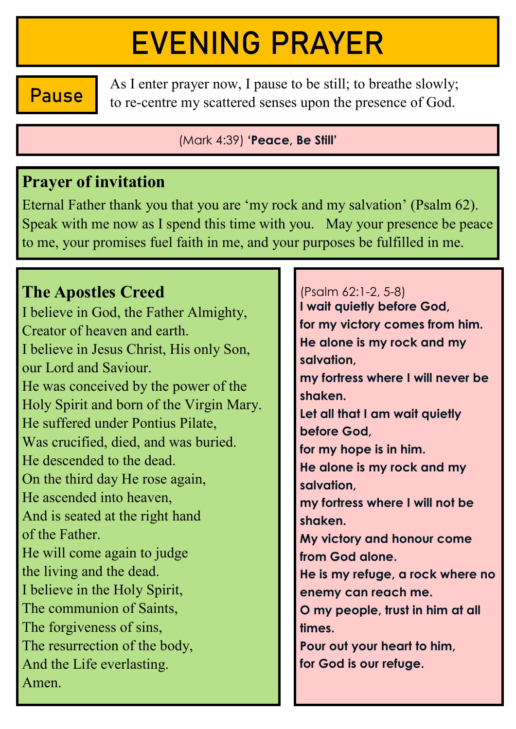# EVENING PRAYER

## Pause

As I enter prayer now, I pause to be still; to breathe slowly; to re-centre my scattered senses upon the presence of God.

(Mark 4:39) **'Peace, Be Still'**

## Prayer of invitation

Eternal Father thank you that you are 'my rock and my salvation' (Psalm 62). Speak with me now as I spend this time with you. May your presence be peace to me, your promises fuel faith in me, and your purposes be fulfilled in me.

## The Apostles Creed

I believe in God, the Father Almighty,
Creator of heaven and earth.
I believe in Jesus Christ, His only Son,
our Lord and Saviour.
He was conceived by the power of the Holy Spirit and born of the Virgin Mary.
He suffered under Pontius Pilate,
Was crucified, died, and was buried.
He descended to the dead.
On the third day He rose again,
He ascended into heaven,
And is seated at the right hand
of the Father.
He will come again to judge
the living and the dead.
I believe in the Holy Spirit,
The communion of Saints,
The forgiveness of sins,
The resurrection of the body,
And the Life everlasting.
Amen.

(Psalm 62:1-2, 5-8)

**I wait quietly before God,**
**for my victory comes from him.**
**He alone is my rock and my salvation,**
**my fortress where I will never be shaken.**
**Let all that I am wait quietly before God,**
**for my hope is in him.**
**He alone is my rock and my salvation,**
**my fortress where I will not be shaken.**
**My victory and honour come from God alone.**
**He is my refuge, a rock where no enemy can reach me.**
**O my people, trust in him at all times.**
**Pour out your heart to him,**
**for God is our refuge.**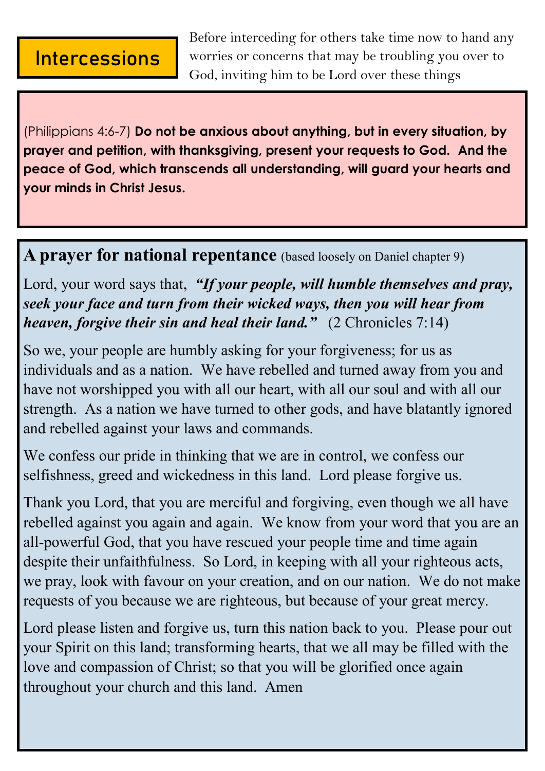## Intercessions

Before interceding for others take time now to hand any worries or concerns that may be troubling you over to God, inviting him to be Lord over these things

(Philippians 4:6-7) **Do not be anxious about anything, but in every situation, by prayer and petition, with thanksgiving, present your requests to God. And the peace of God, which transcends all understanding, will guard your hearts and your minds in Christ Jesus.**

**A prayer for national repentance** (based loosely on Daniel chapter 9)

Lord, your word says that, ***"If your people, will humble themselves and pray, seek your face and turn from their wicked ways, then you will hear from heaven, forgive their sin and heal their land."*** (2 Chronicles 7:14)

So we, your people are humbly asking for your forgiveness; for us as individuals and as a nation. We have rebelled and turned away from you and have not worshipped you with all our heart, with all our soul and with all our strength. As a nation we have turned to other gods, and have blatantly ignored and rebelled against your laws and commands.

We confess our pride in thinking that we are in control, we confess our selfishness, greed and wickedness in this land. Lord please forgive us.

Thank you Lord, that you are merciful and forgiving, even though we all have rebelled against you again and again. We know from your word that you are an all-powerful God, that you have rescued your people time and time again despite their unfaithfulness. So Lord, in keeping with all your righteous acts, we pray, look with favour on your creation, and on our nation. We do not make requests of you because we are righteous, but because of your great mercy.

Lord please listen and forgive us, turn this nation back to you. Please pour out your Spirit on this land; transforming hearts, that we all may be filled with the love and compassion of Christ; so that you will be glorified once again throughout your church and this land. Amen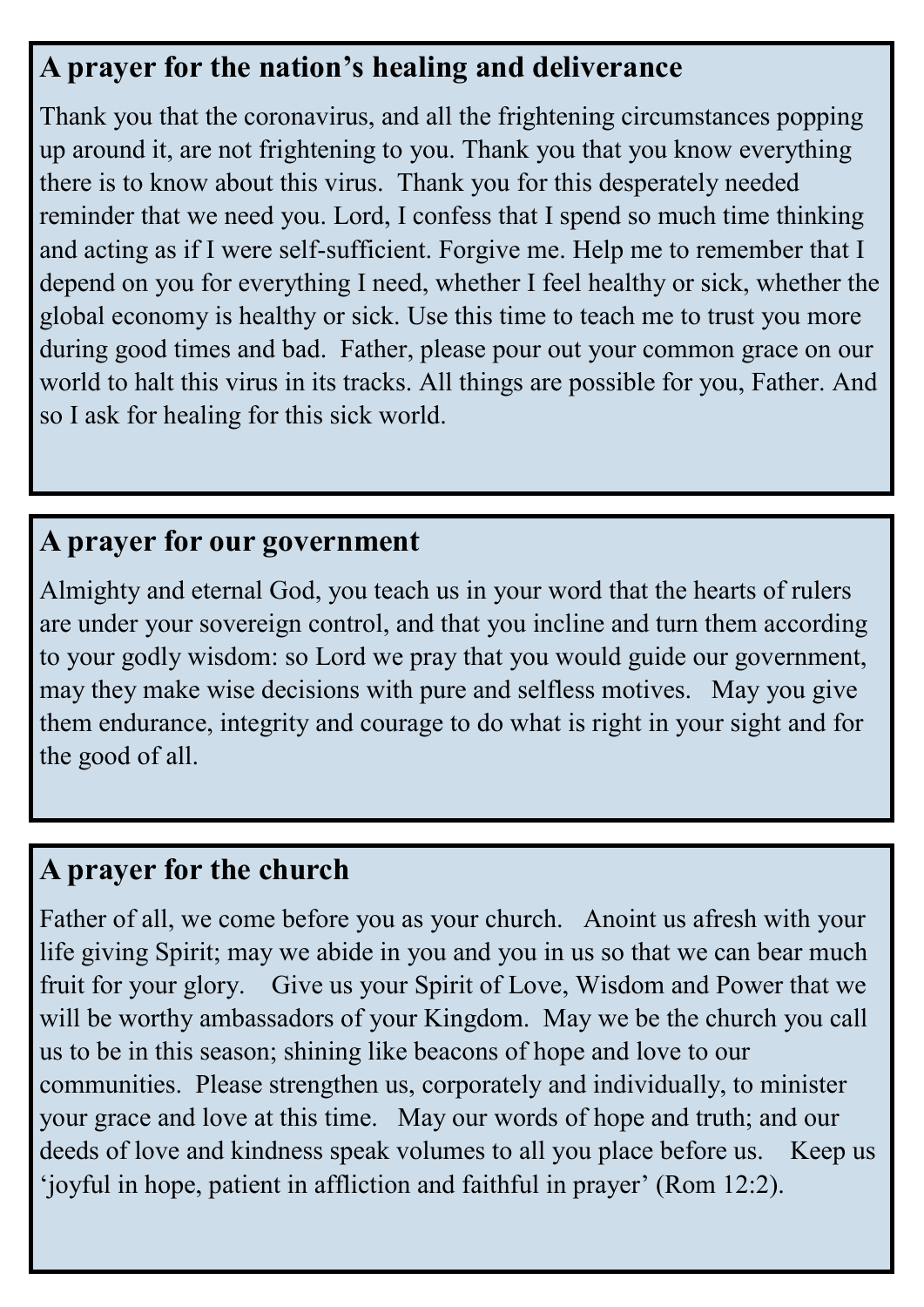## A prayer for the nation's healing and deliverance

Thank you that the coronavirus, and all the frightening circumstances popping up around it, are not frightening to you. Thank you that you know everything there is to know about this virus. Thank you for this desperately needed reminder that we need you. Lord, I confess that I spend so much time thinking and acting as if I were self-sufficient. Forgive me. Help me to remember that I depend on you for everything I need, whether I feel healthy or sick, whether the global economy is healthy or sick. Use this time to teach me to trust you more during good times and bad. Father, please pour out your common grace on our world to halt this virus in its tracks. All things are possible for you, Father. And so I ask for healing for this sick world.

## A prayer for our government

Almighty and eternal God, you teach us in your word that the hearts of rulers are under your sovereign control, and that you incline and turn them according to your godly wisdom: so Lord we pray that you would guide our government, may they make wise decisions with pure and selfless motives. May you give them endurance, integrity and courage to do what is right in your sight and for the good of all.

## A prayer for the church

Father of all, we come before you as your church. Anoint us afresh with your life giving Spirit; may we abide in you and you in us so that we can bear much fruit for your glory. Give us your Spirit of Love, Wisdom and Power that we will be worthy ambassadors of your Kingdom. May we be the church you call us to be in this season; shining like beacons of hope and love to our communities. Please strengthen us, corporately and individually, to minister your grace and love at this time. May our words of hope and truth; and our deeds of love and kindness speak volumes to all you place before us. Keep us 'joyful in hope, patient in affliction and faithful in prayer' (Rom 12:2).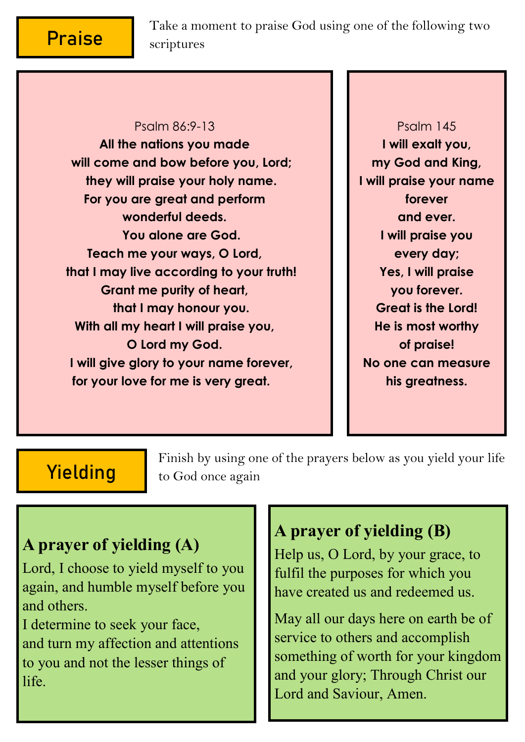## Praise

Take a moment to praise God using one of the following two scriptures

Psalm 86:9-13

**All the nations you made**
**will come and bow before you, Lord;**
**they will praise your holy name.**
**For you are great and perform**
**wonderful deeds.**
**You alone are God.**
**Teach me your ways, O Lord,**
**that I may live according to your truth!**
**Grant me purity of heart,**
**that I may honour you.**
**With all my heart I will praise you,**
**O Lord my God.**
**I will give glory to your name forever,**
**for your love for me is very great.**

Psalm 145

**I will exalt you,**
**my God and King,**
**I will praise your name**
**forever**
**and ever.**
**I will praise you**
**every day;**
**Yes, I will praise**
**you forever.**
**Great is the Lord!**
**He is most worthy**
**of praise!**
**No one can measure**
**his greatness.**

## Yielding

Finish by using one of the prayers below as you yield your life to God once again

### A prayer of yielding (A)

Lord, I choose to yield myself to you again, and humble myself before you and others.
I determine to seek your face, and turn my affection and attentions to you and not the lesser things of life.

### A prayer of yielding (B)

Help us, O Lord, by your grace, to fulfil the purposes for which you have created us and redeemed us.

May all our days here on earth be of service to others and accomplish something of worth for your kingdom and your glory; Through Christ our Lord and Saviour, Amen.